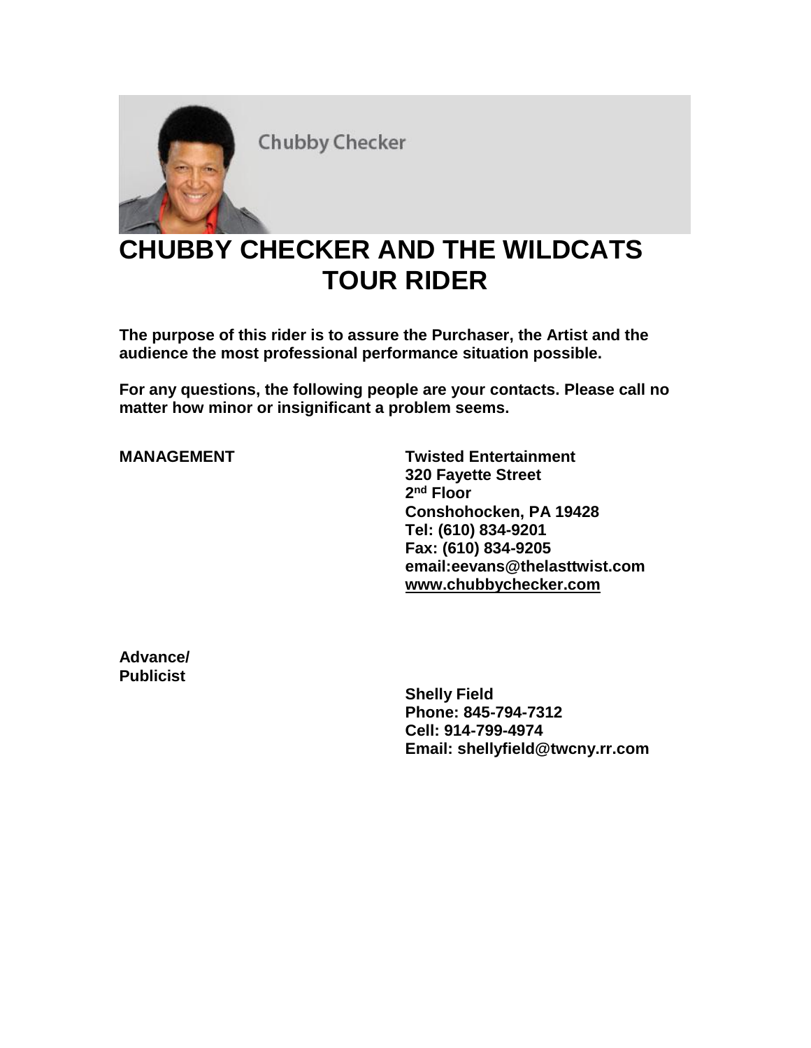Chubby Checker

# CHUBBY CHECKER AND THE WILDCATS TOUR RIDER

**The purpose of this rider is to assure the Purchaser, the Artist and the audience the most professional performance situation possible.**

**For any questions, the following people are your contacts. Please call no matter how minor or insignificant a problem seems.**

**MANAGEMENT**

**Twisted Entertainment**
**320 Fayette Street**
**2nd Floor**
**Conshohocken, PA 19428**
**Tel: (610) 834-9201**
**Fax: (610) 834-9205**
**email:eevans@thelasttwist.com**
**www.chubbychecker.com**

**Advance/**
**Publicist**

**Shelly Field**
**Phone: 845-794-7312**
**Cell: 914-799-4974**
**Email: shellyfield@twcny.rr.com**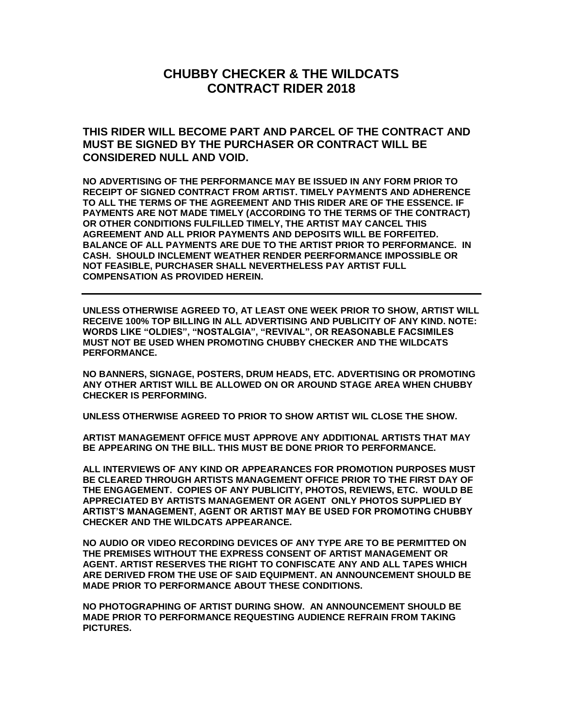# CHUBBY CHECKER & THE WILDCATS
# CONTRACT RIDER 2018

## THIS RIDER WILL BECOME PART AND PARCEL OF THE CONTRACT AND MUST BE SIGNED BY THE PURCHASER OR CONTRACT WILL BE CONSIDERED NULL AND VOID.

**NO ADVERTISING OF THE PERFORMANCE MAY BE ISSUED IN ANY FORM PRIOR TO RECEIPT OF SIGNED CONTRACT FROM ARTIST. TIMELY PAYMENTS AND ADHERENCE TO ALL THE TERMS OF THE AGREEMENT AND THIS RIDER ARE OF THE ESSENCE. IF PAYMENTS ARE NOT MADE TIMELY (ACCORDING TO THE TERMS OF THE CONTRACT) OR OTHER CONDITIONS FULFILLED TIMELY, THE ARTIST MAY CANCEL THIS AGREEMENT AND ALL PRIOR PAYMENTS AND DEPOSITS WILL BE FORFEITED. BALANCE OF ALL PAYMENTS ARE DUE TO THE ARTIST PRIOR TO PERFORMANCE. IN CASH. SHOULD INCLEMENT WEATHER RENDER PEERFORMANCE IMPOSSIBLE OR NOT FEASIBLE, PURCHASER SHALL NEVERTHELESS PAY ARTIST FULL COMPENSATION AS PROVIDED HEREIN.**

---

**UNLESS OTHERWISE AGREED TO, AT LEAST ONE WEEK PRIOR TO SHOW, ARTIST WILL RECEIVE 100% TOP BILLING IN ALL ADVERTISING AND PUBLICITY OF ANY KIND. NOTE: WORDS LIKE "OLDIES", "NOSTALGIA", "REVIVAL", OR REASONABLE FACSIMILES MUST NOT BE USED WHEN PROMOTING CHUBBY CHECKER AND THE WILDCATS PERFORMANCE.**

**NO BANNERS, SIGNAGE, POSTERS, DRUM HEADS, ETC. ADVERTISING OR PROMOTING ANY OTHER ARTIST WILL BE ALLOWED ON OR AROUND STAGE AREA WHEN CHUBBY CHECKER IS PERFORMING.**

**UNLESS OTHERWISE AGREED TO PRIOR TO SHOW ARTIST WIL CLOSE THE SHOW.**

**ARTIST MANAGEMENT OFFICE MUST APPROVE ANY ADDITIONAL ARTISTS THAT MAY BE APPEARING ON THE BILL. THIS MUST BE DONE PRIOR TO PERFORMANCE.**

**ALL INTERVIEWS OF ANY KIND OR APPEARANCES FOR PROMOTION PURPOSES MUST BE CLEARED THROUGH ARTISTS MANAGEMENT OFFICE PRIOR TO THE FIRST DAY OF THE ENGAGEMENT. COPIES OF ANY PUBLICITY, PHOTOS, REVIEWS, ETC. WOULD BE APPRECIATED BY ARTISTS MANAGEMENT OR AGENT ONLY PHOTOS SUPPLIED BY ARTIST'S MANAGEMENT, AGENT OR ARTIST MAY BE USED FOR PROMOTING CHUBBY CHECKER AND THE WILDCATS APPEARANCE.**

**NO AUDIO OR VIDEO RECORDING DEVICES OF ANY TYPE ARE TO BE PERMITTED ON THE PREMISES WITHOUT THE EXPRESS CONSENT OF ARTIST MANAGEMENT OR AGENT. ARTIST RESERVES THE RIGHT TO CONFISCATE ANY AND ALL TAPES WHICH ARE DERIVED FROM THE USE OF SAID EQUIPMENT. AN ANNOUNCEMENT SHOULD BE MADE PRIOR TO PERFORMANCE ABOUT THESE CONDITIONS.**

**NO PHOTOGRAPHING OF ARTIST DURING SHOW. AN ANNOUNCEMENT SHOULD BE MADE PRIOR TO PERFORMANCE REQUESTING AUDIENCE REFRAIN FROM TAKING PICTURES.**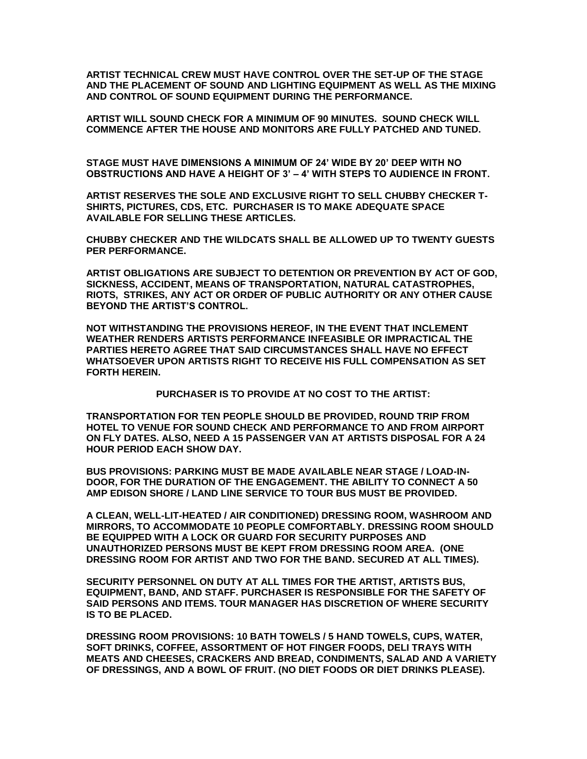**ARTIST TECHNICAL CREW MUST HAVE CONTROL OVER THE SET-UP OF THE STAGE AND THE PLACEMENT OF SOUND AND LIGHTING EQUIPMENT AS WELL AS THE MIXING AND CONTROL OF SOUND EQUIPMENT DURING THE PERFORMANCE.**

**ARTIST WILL SOUND CHECK FOR A MINIMUM OF 90 MINUTES. SOUND CHECK WILL COMMENCE AFTER THE HOUSE AND MONITORS ARE FULLY PATCHED AND TUNED.**

**STAGE MUST HAVE DIMENSIONS A MINIMUM OF 24' WIDE BY 20' DEEP WITH NO OBSTRUCTIONS AND HAVE A HEIGHT OF 3' – 4' WITH STEPS TO AUDIENCE IN FRONT.**

**ARTIST RESERVES THE SOLE AND EXCLUSIVE RIGHT TO SELL CHUBBY CHECKER T-SHIRTS, PICTURES, CDS, ETC. PURCHASER IS TO MAKE ADEQUATE SPACE AVAILABLE FOR SELLING THESE ARTICLES.**

**CHUBBY CHECKER AND THE WILDCATS SHALL BE ALLOWED UP TO TWENTY GUESTS PER PERFORMANCE.**

**ARTIST OBLIGATIONS ARE SUBJECT TO DETENTION OR PREVENTION BY ACT OF GOD, SICKNESS, ACCIDENT, MEANS OF TRANSPORTATION, NATURAL CATASTROPHES, RIOTS, STRIKES, ANY ACT OR ORDER OF PUBLIC AUTHORITY OR ANY OTHER CAUSE BEYOND THE ARTIST'S CONTROL.**

**NOT WITHSTANDING THE PROVISIONS HEREOF, IN THE EVENT THAT INCLEMENT WEATHER RENDERS ARTISTS PERFORMANCE INFEASIBLE OR IMPRACTICAL THE PARTIES HERETO AGREE THAT SAID CIRCUMSTANCES SHALL HAVE NO EFFECT WHATSOEVER UPON ARTISTS RIGHT TO RECEIVE HIS FULL COMPENSATION AS SET FORTH HEREIN.**

**PURCHASER IS TO PROVIDE AT NO COST TO THE ARTIST:**

**TRANSPORTATION FOR TEN PEOPLE SHOULD BE PROVIDED, ROUND TRIP FROM HOTEL TO VENUE FOR SOUND CHECK AND PERFORMANCE TO AND FROM AIRPORT ON FLY DATES. ALSO, NEED A 15 PASSENGER VAN AT ARTISTS DISPOSAL FOR A 24 HOUR PERIOD EACH SHOW DAY.**

**BUS PROVISIONS: PARKING MUST BE MADE AVAILABLE NEAR STAGE / LOAD-IN-DOOR, FOR THE DURATION OF THE ENGAGEMENT. THE ABILITY TO CONNECT A 50 AMP EDISON SHORE / LAND LINE SERVICE TO TOUR BUS MUST BE PROVIDED.**

**A CLEAN, WELL-LIT-HEATED / AIR CONDITIONED) DRESSING ROOM, WASHROOM AND MIRRORS, TO ACCOMMODATE 10 PEOPLE COMFORTABLY. DRESSING ROOM SHOULD BE EQUIPPED WITH A LOCK OR GUARD FOR SECURITY PURPOSES AND UNAUTHORIZED PERSONS MUST BE KEPT FROM DRESSING ROOM AREA. (ONE DRESSING ROOM FOR ARTIST AND TWO FOR THE BAND. SECURED AT ALL TIMES).**

**SECURITY PERSONNEL ON DUTY AT ALL TIMES FOR THE ARTIST, ARTISTS BUS, EQUIPMENT, BAND, AND STAFF. PURCHASER IS RESPONSIBLE FOR THE SAFETY OF SAID PERSONS AND ITEMS. TOUR MANAGER HAS DISCRETION OF WHERE SECURITY IS TO BE PLACED.**

**DRESSING ROOM PROVISIONS: 10 BATH TOWELS / 5 HAND TOWELS, CUPS, WATER, SOFT DRINKS, COFFEE, ASSORTMENT OF HOT FINGER FOODS, DELI TRAYS WITH MEATS AND CHEESES, CRACKERS AND BREAD, CONDIMENTS, SALAD AND A VARIETY OF DRESSINGS, AND A BOWL OF FRUIT. (NO DIET FOODS OR DIET DRINKS PLEASE).**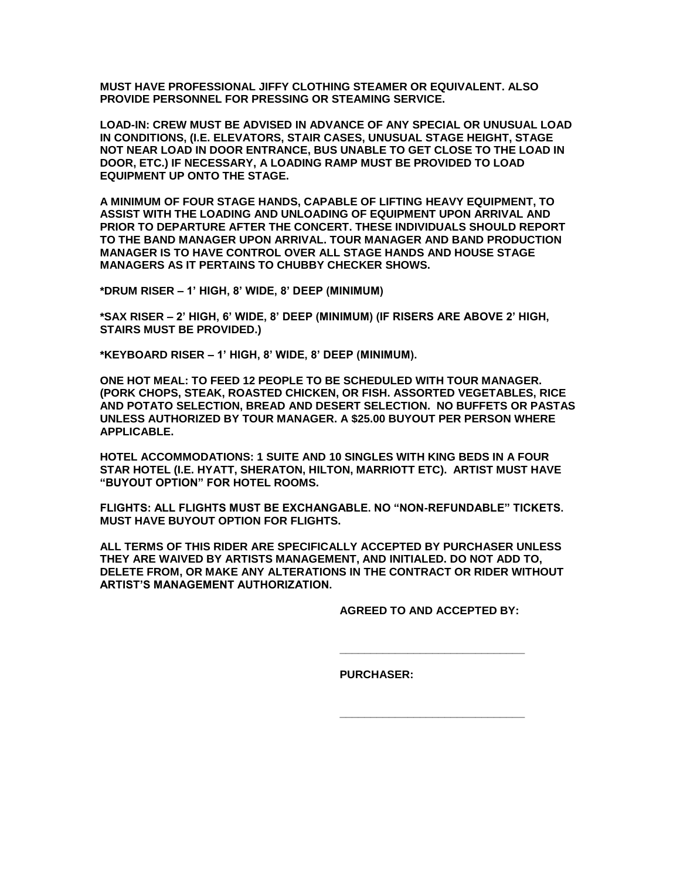**MUST HAVE PROFESSIONAL JIFFY CLOTHING STEAMER OR EQUIVALENT. ALSO PROVIDE PERSONNEL FOR PRESSING OR STEAMING SERVICE.**

**LOAD-IN: CREW MUST BE ADVISED IN ADVANCE OF ANY SPECIAL OR UNUSUAL LOAD IN CONDITIONS, (I.E. ELEVATORS, STAIR CASES, UNUSUAL STAGE HEIGHT, STAGE NOT NEAR LOAD IN DOOR ENTRANCE, BUS UNABLE TO GET CLOSE TO THE LOAD IN DOOR, ETC.) IF NECESSARY, A LOADING RAMP MUST BE PROVIDED TO LOAD EQUIPMENT UP ONTO THE STAGE.**

**A MINIMUM OF FOUR STAGE HANDS, CAPABLE OF LIFTING HEAVY EQUIPMENT, TO ASSIST WITH THE LOADING AND UNLOADING OF EQUIPMENT UPON ARRIVAL AND PRIOR TO DEPARTURE AFTER THE CONCERT. THESE INDIVIDUALS SHOULD REPORT TO THE BAND MANAGER UPON ARRIVAL. TOUR MANAGER AND BAND PRODUCTION MANAGER IS TO HAVE CONTROL OVER ALL STAGE HANDS AND HOUSE STAGE MANAGERS AS IT PERTAINS TO CHUBBY CHECKER SHOWS.**

**\*DRUM RISER – 1' HIGH, 8' WIDE, 8' DEEP (MINIMUM)**

**\*SAX RISER – 2' HIGH, 6' WIDE, 8' DEEP (MINIMUM) (IF RISERS ARE ABOVE 2' HIGH, STAIRS MUST BE PROVIDED.)**

**\*KEYBOARD RISER – 1' HIGH, 8' WIDE, 8' DEEP (MINIMUM).**

**ONE HOT MEAL: TO FEED 12 PEOPLE TO BE SCHEDULED WITH TOUR MANAGER. (PORK CHOPS, STEAK, ROASTED CHICKEN, OR FISH. ASSORTED VEGETABLES, RICE AND POTATO SELECTION, BREAD AND DESERT SELECTION. NO BUFFETS OR PASTAS UNLESS AUTHORIZED BY TOUR MANAGER. A $25.00 BUYOUT PER PERSON WHERE APPLICABLE.**

**HOTEL ACCOMMODATIONS: 1 SUITE AND 10 SINGLES WITH KING BEDS IN A FOUR STAR HOTEL (I.E. HYATT, SHERATON, HILTON, MARRIOTT ETC). ARTIST MUST HAVE "BUYOUT OPTION" FOR HOTEL ROOMS.**

**FLIGHTS: ALL FLIGHTS MUST BE EXCHANGABLE. NO "NON-REFUNDABLE" TICKETS. MUST HAVE BUYOUT OPTION FOR FLIGHTS.**

**ALL TERMS OF THIS RIDER ARE SPECIFICALLY ACCEPTED BY PURCHASER UNLESS THEY ARE WAIVED BY ARTISTS MANAGEMENT, AND INITIALED. DO NOT ADD TO, DELETE FROM, OR MAKE ANY ALTERATIONS IN THE CONTRACT OR RIDER WITHOUT ARTIST'S MANAGEMENT AUTHORIZATION.**

**AGREED TO AND ACCEPTED BY:**

______________________________

**PURCHASER:**

______________________________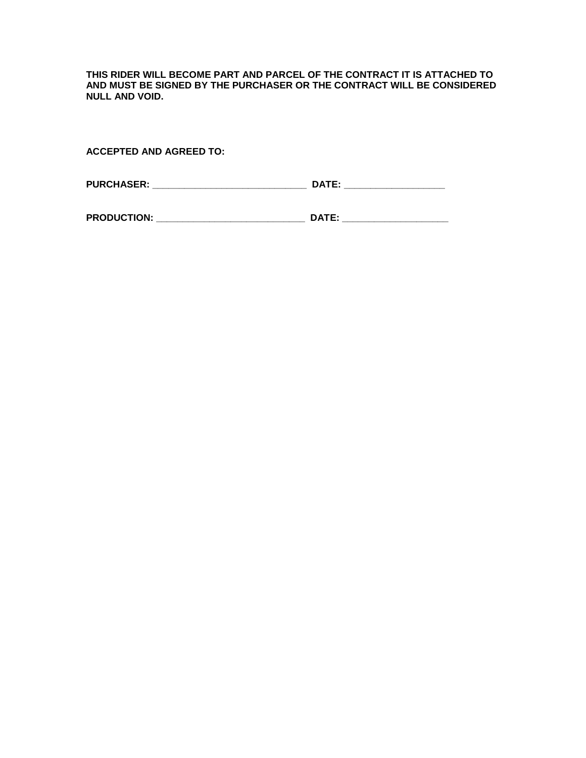**THIS RIDER WILL BECOME PART AND PARCEL OF THE CONTRACT IT IS ATTACHED TO AND MUST BE SIGNED BY THE PURCHASER OR THE CONTRACT WILL BE CONSIDERED NULL AND VOID.**

**ACCEPTED AND AGREED TO:**

**PURCHASER:** ______________________________ **DATE:** ___________________

**PRODUCTION:** _____________________________ **DATE:** ____________________